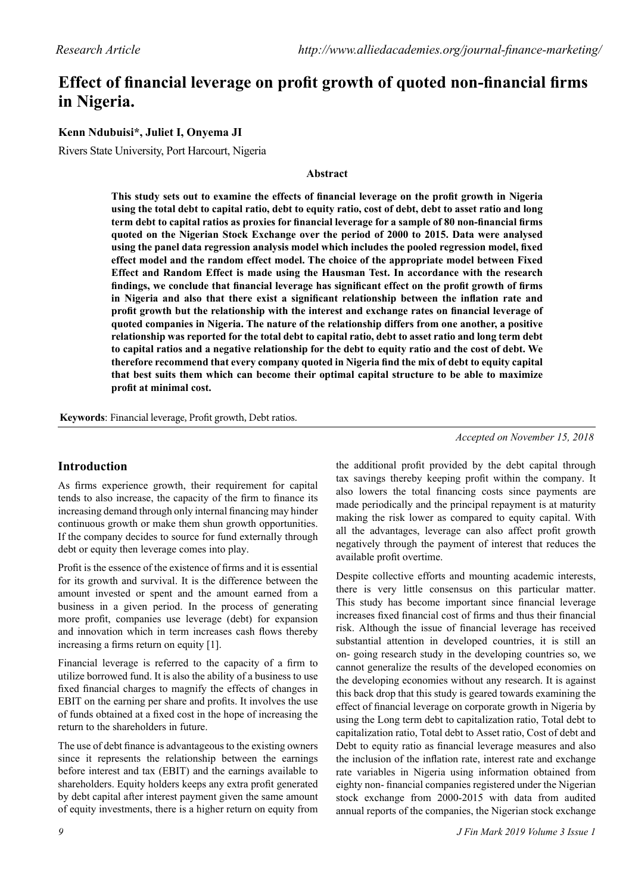Research Article

# Effect of financial leverage on profit growth of quoted non-financial firms in Nigeria.

**Kenn Ndubuisi*, Juliet I, Onyema JI**

Rivers State University, Port Harcourt, Nigeria

### Abstract

**This study sets out to examine the effects of financial leverage on the profit growth in Nigeria using the total debt to capital ratio, debt to equity ratio, cost of debt, debt to asset ratio and long term debt to capital ratios as proxies for financial leverage for a sample of 80 non-financial firms quoted on the Nigerian Stock Exchange over the period of 2000 to 2015. Data were analysed using the panel data regression analysis model which includes the pooled regression model, fixed effect model and the random effect model. The choice of the appropriate model between Fixed Effect and Random Effect is made using the Hausman Test. In accordance with the research findings, we conclude that financial leverage has significant effect on the profit growth of firms in Nigeria and also that there exist a significant relationship between the inflation rate and profit growth but the relationship with the interest and exchange rates on financial leverage of quoted companies in Nigeria. The nature of the relationship differs from one another, a positive relationship was reported for the total debt to capital ratio, debt to asset ratio and long term debt to capital ratios and a negative relationship for the debt to equity ratio and the cost of debt. We therefore recommend that every company quoted in Nigeria find the mix of debt to equity capital that best suits them which can become their optimal capital structure to be able to maximize profit at minimal cost.**

**Keywords**: Financial leverage, Profit growth, Debt ratios.

*Accepted on November 15, 2018*

## Introduction

As firms experience growth, their requirement for capital tends to also increase, the capacity of the firm to finance its increasing demand through only internal financing may hinder continuous growth or make them shun growth opportunities. If the company decides to source for fund externally through debt or equity then leverage comes into play.

Profit is the essence of the existence of firms and it is essential for its growth and survival. It is the difference between the amount invested or spent and the amount earned from a business in a given period. In the process of generating more profit, companies use leverage (debt) for expansion and innovation which in term increases cash flows thereby increasing a firms return on equity [1].

Financial leverage is referred to the capacity of a firm to utilize borrowed fund. It is also the ability of a business to use fixed financial charges to magnify the effects of changes in EBIT on the earning per share and profits. It involves the use of funds obtained at a fixed cost in the hope of increasing the return to the shareholders in future.

The use of debt finance is advantageous to the existing owners since it represents the relationship between the earnings before interest and tax (EBIT) and the earnings available to shareholders. Equity holders keeps any extra profit generated by debt capital after interest payment given the same amount of equity investments, there is a higher return on equity from the additional profit provided by the debt capital through tax savings thereby keeping profit within the company. It also lowers the total financing costs since payments are made periodically and the principal repayment is at maturity making the risk lower as compared to equity capital. With all the advantages, leverage can also affect profit growth negatively through the payment of interest that reduces the available profit overtime.

Despite collective efforts and mounting academic interests, there is very little consensus on this particular matter. This study has become important since financial leverage increases fixed financial cost of firms and thus their financial risk. Although the issue of financial leverage has received substantial attention in developed countries, it is still an on- going research study in the developing countries so, we cannot generalize the results of the developed economies on the developing economies without any research. It is against this back drop that this study is geared towards examining the effect of financial leverage on corporate growth in Nigeria by using the Long term debt to capitalization ratio, Total debt to capitalization ratio, Total debt to Asset ratio, Cost of debt and Debt to equity ratio as financial leverage measures and also the inclusion of the inflation rate, interest rate and exchange rate variables in Nigeria using information obtained from eighty non- financial companies registered under the Nigerian stock exchange from 2000-2015 with data from audited annual reports of the companies, the Nigerian stock exchange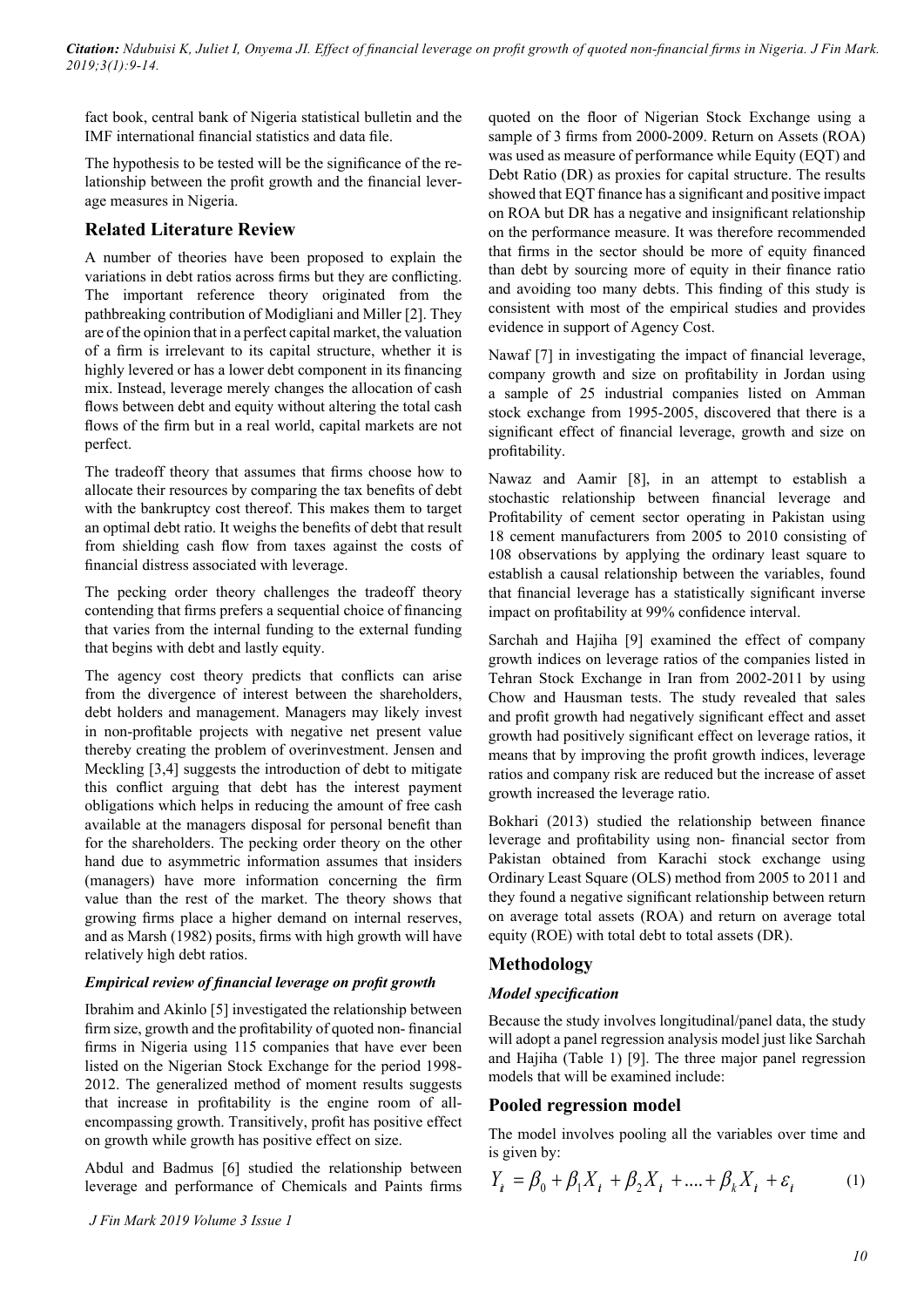fact book, central bank of Nigeria statistical bulletin and the IMF international financial statistics and data file.

The hypothesis to be tested will be the significance of the relationship between the profit growth and the financial leverage measures in Nigeria.

## Related Literature Review

A number of theories have been proposed to explain the variations in debt ratios across firms but they are conflicting. The important reference theory originated from the pathbreaking contribution of Modigliani and Miller [2]. They are of the opinion that in a perfect capital market, the valuation of a firm is irrelevant to its capital structure, whether it is highly levered or has a lower debt component in its financing mix. Instead, leverage merely changes the allocation of cash flows between debt and equity without altering the total cash flows of the firm but in a real world, capital markets are not perfect.

The tradeoff theory that assumes that firms choose how to allocate their resources by comparing the tax benefits of debt with the bankruptcy cost thereof. This makes them to target an optimal debt ratio. It weighs the benefits of debt that result from shielding cash flow from taxes against the costs of financial distress associated with leverage.

The pecking order theory challenges the tradeoff theory contending that firms prefers a sequential choice of financing that varies from the internal funding to the external funding that begins with debt and lastly equity.

The agency cost theory predicts that conflicts can arise from the divergence of interest between the shareholders, debt holders and management. Managers may likely invest in non-profitable projects with negative net present value thereby creating the problem of overinvestment. Jensen and Meckling [3,4] suggests the introduction of debt to mitigate this conflict arguing that debt has the interest payment obligations which helps in reducing the amount of free cash available at the managers disposal for personal benefit than for the shareholders. The pecking order theory on the other hand due to asymmetric information assumes that insiders (managers) have more information concerning the firm value than the rest of the market. The theory shows that growing firms place a higher demand on internal reserves, and as Marsh (1982) posits, firms with high growth will have relatively high debt ratios.

### *Empirical review of financial leverage on profit growth*

Ibrahim and Akinlo [5] investigated the relationship between firm size, growth and the profitability of quoted non- financial firms in Nigeria using 115 companies that have ever been listed on the Nigerian Stock Exchange for the period 1998-2012. The generalized method of moment results suggests that increase in profitability is the engine room of all-encompassing growth. Transitively, profit has positive effect on growth while growth has positive effect on size.

Abdul and Badmus [6] studied the relationship between leverage and performance of Chemicals and Paints firms quoted on the floor of Nigerian Stock Exchange using a sample of 3 firms from 2000-2009. Return on Assets (ROA) was used as measure of performance while Equity (EQT) and Debt Ratio (DR) as proxies for capital structure. The results showed that EQT finance has a significant and positive impact on ROA but DR has a negative and insignificant relationship on the performance measure. It was therefore recommended that firms in the sector should be more of equity financed than debt by sourcing more of equity in their finance ratio and avoiding too many debts. This finding of this study is consistent with most of the empirical studies and provides evidence in support of Agency Cost.

Nawaf [7] in investigating the impact of financial leverage, company growth and size on profitability in Jordan using a sample of 25 industrial companies listed on Amman stock exchange from 1995-2005, discovered that there is a significant effect of financial leverage, growth and size on profitability.

Nawaz and Aamir [8], in an attempt to establish a stochastic relationship between financial leverage and Profitability of cement sector operating in Pakistan using 18 cement manufacturers from 2005 to 2010 consisting of 108 observations by applying the ordinary least square to establish a causal relationship between the variables, found that financial leverage has a statistically significant inverse impact on profitability at 99% confidence interval.

Sarchah and Hajiha [9] examined the effect of company growth indices on leverage ratios of the companies listed in Tehran Stock Exchange in Iran from 2002-2011 by using Chow and Hausman tests. The study revealed that sales and profit growth had negatively significant effect and asset growth had positively significant effect on leverage ratios, it means that by improving the profit growth indices, leverage ratios and company risk are reduced but the increase of asset growth increased the leverage ratio.

Bokhari (2013) studied the relationship between finance leverage and profitability using non- financial sector from Pakistan obtained from Karachi stock exchange using Ordinary Least Square (OLS) method from 2005 to 2011 and they found a negative significant relationship between return on average total assets (ROA) and return on average total equity (ROE) with total debt to total assets (DR).

## Methodology

### *Model specification*

Because the study involves longitudinal/panel data, the study will adopt a panel regression analysis model just like Sarchah and Hajiha (Table 1) [9]. The three major panel regression models that will be examined include:

## Pooled regression model

The model involves pooling all the variables over time and is given by:

$$Y_{it} = \beta_0 + \beta_1 X_{it} + \beta_2 X_{it} + .... + \beta_k X_{it} + \varepsilon_{it} \tag{1}$$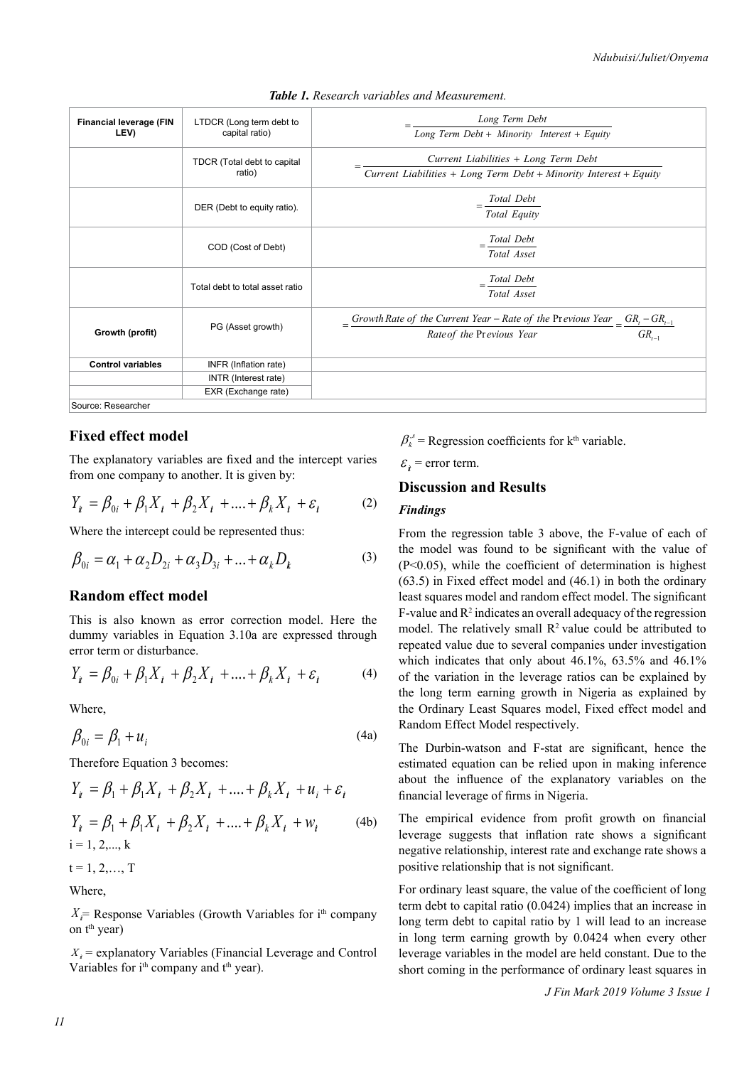**Table 1.** *Research variables and Measurement.*

| | | |
|---|---|---|
| **Financial leverage (FIN LEV)** | LTDCR (Long term debt to capital ratio) | $= \frac{Long\ Term\ Debt}{Long\ Term\ Debt + Minority\ \ Interest + Equity}$ |
| | TDCR (Total debt to capital ratio) | $= \frac{Current\ Liabilities + Long\ Term\ Debt}{Current\ Liabilities + Long\ Term\ Debt + Minority\ Interest + Equity}$ |
| | DER (Debt to equity ratio). | $= \frac{Total\ Debt}{Total\ Equity}$ |
| | COD (Cost of Debt) | $= \frac{Total\ Debt}{Total\ Asset}$ |
| | Total debt to total asset ratio | $= \frac{Total\ Debt}{Total\ Asset}$ |
| **Growth (profit)** | PG (Asset growth) | $= \frac{Growth\ Rate\ of\ the\ Current\ Year - Rate\ of\ the\ Previous\ Year}{Rate\ of\ the\ Previous\ Year} = \frac{GR_t - GR_{t-1}}{GR_{t-1}}$ |
| **Control variables** | INFR (Inflation rate) | |
| | INTR (Interest rate) | |
| | EXR (Exchange rate) | |
| Source: Researcher | | |

## Fixed effect model

The explanatory variables are fixed and the intercept varies from one company to another. It is given by:

$$Y_{it} = \beta_{0i} + \beta_1 X_{i} + \beta_2 X_{i} + .... + \beta_k X_{i} + \varepsilon_{i} \tag{2}$$

Where the intercept could be represented thus:

$$\beta_{0i} = \alpha_1 + \alpha_2 D_{2i} + \alpha_3 D_{3i} + ... + \alpha_k D_{k} \tag{3}$$

## Random effect model

This is also known as error correction model. Here the dummy variables in Equation 3.10a are expressed through error term or disturbance.

$$Y_{it} = \beta_{0i} + \beta_1 X_{i} + \beta_2 X_{i} + .... + \beta_k X_{i} + \varepsilon_{i} \tag{4}$$

Where,

$$\beta_{0i} = \beta_1 + u_i \tag{4a}$$

Therefore Equation 3 becomes:

$$Y_{it} = \beta_1 + \beta_1 X_{i} + \beta_2 X_{i} + .... + \beta_k X_{i} + u_i + \varepsilon_{i}$$

$$Y_{it} = \beta_1 + \beta_1 X_{i} + \beta_2 X_{i} + .... + \beta_k X_{i} + w_{i} \tag{4b}$$

i = 1, 2,..., k

t = 1, 2,…, T

Where,

$X_i$= Response Variables (Growth Variables for i[th] company on t[th] year)

$X_i$ = explanatory Variables (Financial Leverage and Control Variables for i[th] company and t[th] year).

$\beta_k^{,s}$ = Regression coefficients for k[th] variable.

$\varepsilon_i$ = error term.

## Discussion and Results

### *Findings*

From the regression table 3 above, the F-value of each of the model was found to be significant with the value of (P<0.05), while the coefficient of determination is highest (63.5) in Fixed effect model and (46.1) in both the ordinary least squares model and random effect model. The significant F-value and $R^2$ indicates an overall adequacy of the regression model. The relatively small $R^2$ value could be attributed to repeated value due to several companies under investigation which indicates that only about 46.1%, 63.5% and 46.1% of the variation in the leverage ratios can be explained by the long term earning growth in Nigeria as explained by the Ordinary Least Squares model, Fixed effect model and Random Effect Model respectively.

The Durbin-watson and F-stat are significant, hence the estimated equation can be relied upon in making inference about the influence of the explanatory variables on the financial leverage of firms in Nigeria.

The empirical evidence from profit growth on financial leverage suggests that inflation rate shows a significant negative relationship, interest rate and exchange rate shows a positive relationship that is not significant.

For ordinary least square, the value of the coefficient of long term debt to capital ratio (0.0424) implies that an increase in long term debt to capital ratio by 1 will lead to an increase in long term earning growth by 0.0424 when every other leverage variables in the model are held constant. Due to the short coming in the performance of ordinary least squares in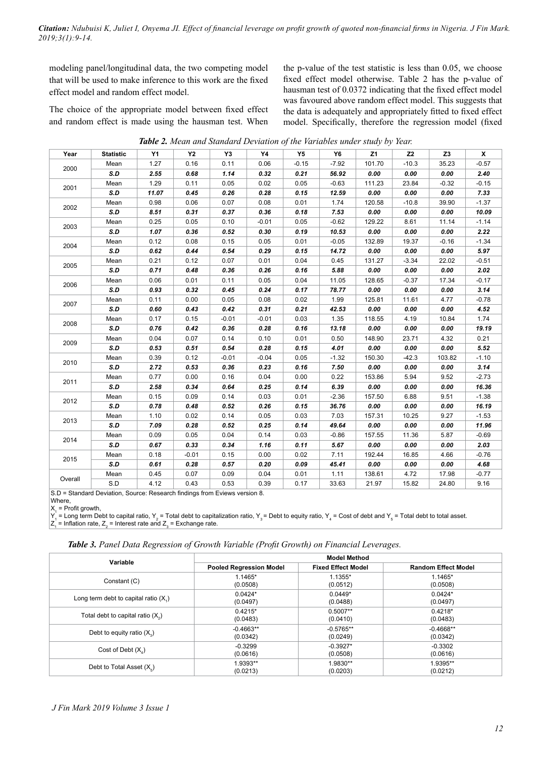modeling panel/longitudinal data, the two competing model that will be used to make inference to this work are the fixed effect model and random effect model.

The choice of the appropriate model between fixed effect and random effect is made using the hausman test. When the p-value of the test statistic is less than 0.05, we choose fixed effect model otherwise. Table 2 has the p-value of hausman test of 0.0372 indicating that the fixed effect model was favoured above random effect model. This suggests that the data is adequately and appropriately fitted to fixed effect model. Specifically, therefore the regression model (fixed

***Table 2.*** *Mean and Standard Deviation of the Variables under study by Year.*

| Year | Statistic | Y1 | Y2 | Y3 | Y4 | Y5 | Y6 | Z1 | Z2 | Z3 | X |
|---|---|---|---|---|---|---|---|---|---|---|---|
| 2000 | Mean | 1.27 | 0.16 | 0.11 | 0.06 | -0.15 | -7.92 | 101.70 | -10.3 | 35.23 | -0.57 |
| | **S.D** | **2.55** | **0.68** | **1.14** | **0.32** | **0.21** | **56.92** | **0.00** | **0.00** | **0.00** | **2.40** |
| 2001 | Mean | 1.29 | 0.11 | 0.05 | 0.02 | 0.05 | -0.63 | 111.23 | 23.84 | -0.32 | -0.15 |
| | **S.D** | **11.07** | **0.45** | **0.26** | **0.28** | **0.15** | **12.59** | **0.00** | **0.00** | **0.00** | **7.33** |
| 2002 | Mean | 0.98 | 0.06 | 0.07 | 0.08 | 0.01 | 1.74 | 120.58 | -10.8 | 39.90 | -1.37 |
| | **S.D** | **8.51** | **0.31** | **0.37** | **0.36** | **0.18** | **7.53** | **0.00** | **0.00** | **0.00** | **10.09** |
| 2003 | Mean | 0.25 | 0.05 | 0.10 | -0.01 | 0.05 | -0.62 | 129.22 | 8.61 | 11.14 | -1.14 |
| | **S.D** | **1.07** | **0.36** | **0.52** | **0.30** | **0.19** | **10.53** | **0.00** | **0.00** | **0.00** | **2.22** |
| 2004 | Mean | 0.12 | 0.08 | 0.15 | 0.05 | 0.01 | -0.05 | 132.89 | 19.37 | -0.16 | -1.34 |
| | **S.D** | **0.62** | **0.44** | **0.54** | **0.29** | **0.15** | **14.72** | **0.00** | **0.00** | **0.00** | **5.97** |
| 2005 | Mean | 0.21 | 0.12 | 0.07 | 0.01 | 0.04 | 0.45 | 131.27 | -3.34 | 22.02 | -0.51 |
| | **S.D** | **0.71** | **0.48** | **0.36** | **0.26** | **0.16** | **5.88** | **0.00** | **0.00** | **0.00** | **2.02** |
| 2006 | Mean | 0.06 | 0.01 | 0.11 | 0.05 | 0.04 | 11.05 | 128.65 | -0.37 | 17.34 | -0.17 |
| | **S.D** | **0.93** | **0.32** | **0.45** | **0.24** | **0.17** | **78.77** | **0.00** | **0.00** | **0.00** | **3.14** |
| 2007 | Mean | 0.11 | 0.00 | 0.05 | 0.08 | 0.02 | 1.99 | 125.81 | 11.61 | 4.77 | -0.78 |
| | **S.D** | **0.60** | **0.43** | **0.42** | **0.31** | **0.21** | **42.53** | **0.00** | **0.00** | **0.00** | **4.52** |
| 2008 | Mean | 0.17 | 0.15 | -0.01 | -0.01 | 0.03 | 1.35 | 118.55 | 4.19 | 10.84 | 1.74 |
| | **S.D** | **0.76** | **0.42** | **0.36** | **0.28** | **0.16** | **13.18** | **0.00** | **0.00** | **0.00** | **19.19** |
| 2009 | Mean | 0.04 | 0.07 | 0.14 | 0.10 | 0.01 | 0.50 | 148.90 | 23.71 | 4.32 | 0.21 |
| | **S.D** | **0.53** | **0.51** | **0.54** | **0.28** | **0.15** | **4.01** | **0.00** | **0.00** | **0.00** | **5.52** |
| 2010 | Mean | 0.39 | 0.12 | -0.01 | -0.04 | 0.05 | -1.32 | 150.30 | -42.3 | 103.82 | -1.10 |
| | **S.D** | **2.72** | **0.53** | **0.36** | **0.23** | **0.16** | **7.50** | **0.00** | **0.00** | **0.00** | **3.14** |
| 2011 | Mean | 0.77 | 0.00 | 0.16 | 0.04 | 0.00 | 0.22 | 153.86 | 5.94 | 9.52 | -2.73 |
| | **S.D** | **2.58** | **0.34** | **0.64** | **0.25** | **0.14** | **6.39** | **0.00** | **0.00** | **0.00** | **16.36** |
| 2012 | Mean | 0.15 | 0.09 | 0.14 | 0.03 | 0.01 | -2.36 | 157.50 | 6.88 | 9.51 | -1.38 |
| | **S.D** | **0.78** | **0.48** | **0.52** | **0.26** | **0.15** | **36.76** | **0.00** | **0.00** | **0.00** | **16.19** |
| 2013 | Mean | 1.10 | 0.02 | 0.14 | 0.05 | 0.03 | 7.03 | 157.31 | 10.25 | 9.27 | -1.53 |
| | **S.D** | **7.09** | **0.28** | **0.52** | **0.25** | **0.14** | **49.64** | **0.00** | **0.00** | **0.00** | **11.96** |
| 2014 | Mean | 0.09 | 0.05 | 0.04 | 0.14 | 0.03 | -0.86 | 157.55 | 11.36 | 5.87 | -0.69 |
| | **S.D** | **0.67** | **0.33** | **0.34** | **1.16** | **0.11** | **5.67** | **0.00** | **0.00** | **0.00** | **2.03** |
| 2015 | Mean | 0.18 | -0.01 | 0.15 | 0.00 | 0.02 | 7.11 | 192.44 | 16.85 | 4.66 | -0.76 |
| | **S.D** | **0.61** | **0.28** | **0.57** | **0.20** | **0.09** | **45.41** | **0.00** | **0.00** | **0.00** | **4.68** |
| Overall | Mean | 0.45 | 0.07 | 0.09 | 0.04 | 0.01 | 1.11 | 138.61 | 4.72 | 17.98 | -0.77 |
| | S.D | 4.12 | 0.43 | 0.53 | 0.39 | 0.17 | 33.63 | 21.97 | 15.82 | 24.80 | 9.16 |

S.D = Standard Deviation, Source: Research findings from Eviews version 8.
Where,
$X_1$ = Profit growth,
$Y_1$ = Long term Debt to capital ratio, $Y_2$ = Total debt to capitalization ratio, $Y_3$ = Debt to equity ratio, $Y_4$ = Cost of debt and $Y_5$ = Total debt to total asset.
$Z_1$ = Inflation rate, $Z_2$ = Interest rate and $Z_3$ = Exchange rate.

***Table 3.*** *Panel Data Regression of Growth Variable (Profit Growth) on Financial Leverages.*

| Variable | Model Method | | |
|---|---|---|---|
| | **Pooled Regression Model** | **Fixed Effect Model** | **Random Effect Model** |
| Constant (C) | 1.1465* (0.0508) | 1.1355* (0.0512) | 1.1465* (0.0508) |
| Long term debt to capital ratio ($X_1$) | 0.0424* (0.0497) | 0.0449* (0.0488) | 0.0424* (0.0497) |
| Total debt to capital ratio ($X_2$) | 0.4215* (0.0483) | 0.5007** (0.0410) | 0.4218* (0.0483) |
| Debt to equity ratio ($X_3$) | -0.4663** (0.0342) | -0.5765** (0.0249) | -0.4668** (0.0342) |
| Cost of Debt ($X_4$) | -0.3299 (0.0616) | -0.3927* (0.0508) | -0.3302 (0.0616) |
| Debt to Total Asset ($X_5$) | 1.9393** (0.0213) | 1.9830** (0.0203) | 1.9395** (0.0212) |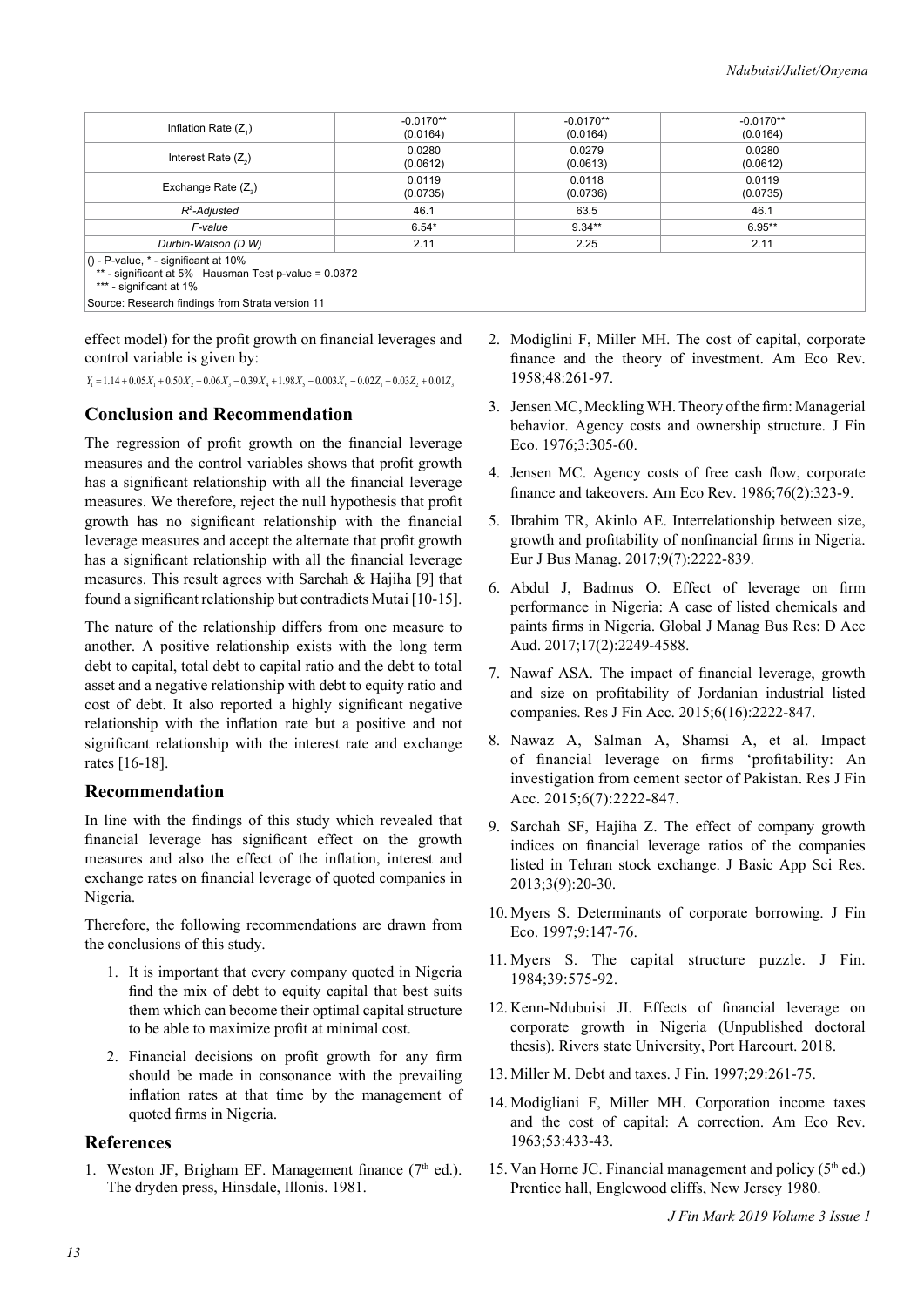| Inflation Rate ($Z_1$) | -0.0170** (0.0164) | -0.0170** (0.0164) | -0.0170** (0.0164) |
|---|---|---|---|
| Interest Rate ($Z_2$) | 0.0280 (0.0612) | 0.0279 (0.0613) | 0.0280 (0.0612) |
| Exchange Rate ($Z_3$) | 0.0119 (0.0735) | 0.0118 (0.0736) | 0.0119 (0.0735) |
| *$R^2$-Adjusted* | 46.1 | 63.5 | 46.1 |
| *F-value* | 6.54* | 9.34** | 6.95** |
| *Durbin-Watson (D.W)* | 2.11 | 2.25 | 2.11 |
| () - P-value, * - significant at 10%<br>** - significant at 5% Hausman Test p-value = 0.0372<br>*** - significant at 1% | | | |
| Source: Research findings from Strata version 11 | | | |

effect model) for the profit growth on financial leverages and control variable is given by:

$$Y_1 = 1.14 + 0.05X_1 + 0.50X_2 - 0.06X_3 - 0.39X_4 + 1.98X_5 - 0.003X_6 - 0.02Z_1 + 0.03Z_2 + 0.01Z_3$$

## Conclusion and Recommendation

The regression of profit growth on the financial leverage measures and the control variables shows that profit growth has a significant relationship with all the financial leverage measures. We therefore, reject the null hypothesis that profit growth has no significant relationship with the financial leverage measures and accept the alternate that profit growth has a significant relationship with all the financial leverage measures. This result agrees with Sarchah & Hajiha [9] that found a significant relationship but contradicts Mutai [10-15].

The nature of the relationship differs from one measure to another. A positive relationship exists with the long term debt to capital, total debt to capital ratio and the debt to total asset and a negative relationship with debt to equity ratio and cost of debt. It also reported a highly significant negative relationship with the inflation rate but a positive and not significant relationship with the interest rate and exchange rates [16-18].

## Recommendation

In line with the findings of this study which revealed that financial leverage has significant effect on the growth measures and also the effect of the inflation, interest and exchange rates on financial leverage of quoted companies in Nigeria.

Therefore, the following recommendations are drawn from the conclusions of this study.

1. It is important that every company quoted in Nigeria find the mix of debt to equity capital that best suits them which can become their optimal capital structure to be able to maximize profit at minimal cost.
2. Financial decisions on profit growth for any firm should be made in consonance with the prevailing inflation rates at that time by the management of quoted firms in Nigeria.

## References

1. Weston JF, Brigham EF. Management finance (7th ed.). The dryden press, Hinsdale, Illonis. 1981.
2. Modiglini F, Miller MH. The cost of capital, corporate finance and the theory of investment. Am Eco Rev. 1958;48:261-97.
3. Jensen MC, Meckling WH. Theory of the firm: Managerial behavior. Agency costs and ownership structure. J Fin Eco. 1976;3:305-60.
4. Jensen MC. Agency costs of free cash flow, corporate finance and takeovers. Am Eco Rev. 1986;76(2):323-9.
5. Ibrahim TR, Akinlo AE. Interrelationship between size, growth and profitability of nonfinancial firms in Nigeria. Eur J Bus Manag. 2017;9(7):2222-839.
6. Abdul J, Badmus O. Effect of leverage on firm performance in Nigeria: A case of listed chemicals and paints firms in Nigeria. Global J Manag Bus Res: D Acc Aud. 2017;17(2):2249-4588.
7. Nawaf ASA. The impact of financial leverage, growth and size on profitability of Jordanian industrial listed companies. Res J Fin Acc. 2015;6(16):2222-847.
8. Nawaz A, Salman A, Shamsi A, et al. Impact of financial leverage on firms 'profitability: An investigation from cement sector of Pakistan. Res J Fin Acc. 2015;6(7):2222-847.
9. Sarchah SF, Hajiha Z. The effect of company growth indices on financial leverage ratios of the companies listed in Tehran stock exchange. J Basic App Sci Res. 2013;3(9):20-30.
10. Myers S. Determinants of corporate borrowing. J Fin Eco. 1997;9:147-76.
11. Myers S. The capital structure puzzle. J Fin. 1984;39:575-92.
12. Kenn-Ndubuisi JI. Effects of financial leverage on corporate growth in Nigeria (Unpublished doctoral thesis). Rivers state University, Port Harcourt. 2018.
13. Miller M. Debt and taxes. J Fin. 1997;29:261-75.
14. Modigliani F, Miller MH. Corporation income taxes and the cost of capital: A correction. Am Eco Rev. 1963;53:433-43.
15. Van Horne JC. Financial management and policy (5th ed.) Prentice hall, Englewood cliffs, New Jersey 1980.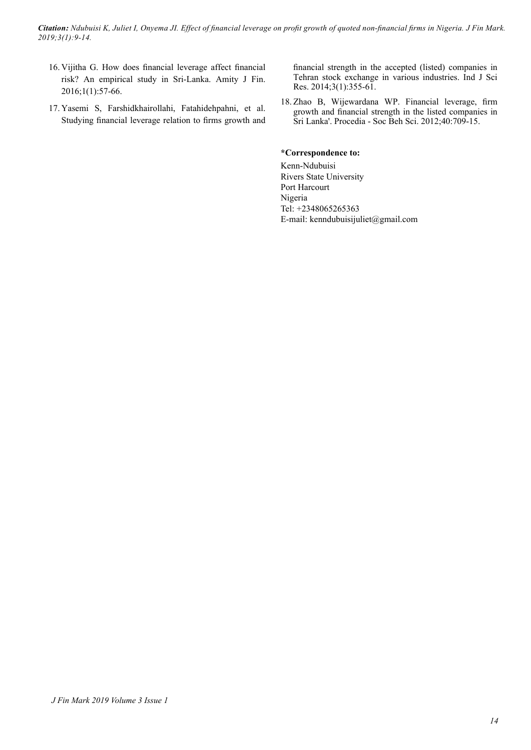16. Vijitha G. How does financial leverage affect financial risk? An empirical study in Sri-Lanka. Amity J Fin. 2016;1(1):57-66.
17. Yasemi S, Farshidkhairollahi, Fatahidehpahni, et al. Studying financial leverage relation to firms growth and financial strength in the accepted (listed) companies in Tehran stock exchange in various industries. Ind J Sci Res. 2014;3(1):355-61.
18. Zhao B, Wijewardana WP. Financial leverage, firm growth and financial strength in the listed companies in Sri Lanka'. Procedia - Soc Beh Sci. 2012;40:709-15.

**\*Correspondence to:**

Kenn-Ndubuisi
Rivers State University
Port Harcourt
Nigeria
Tel: +2348065265363
E-mail: kenndubuisijuliet@gmail.com